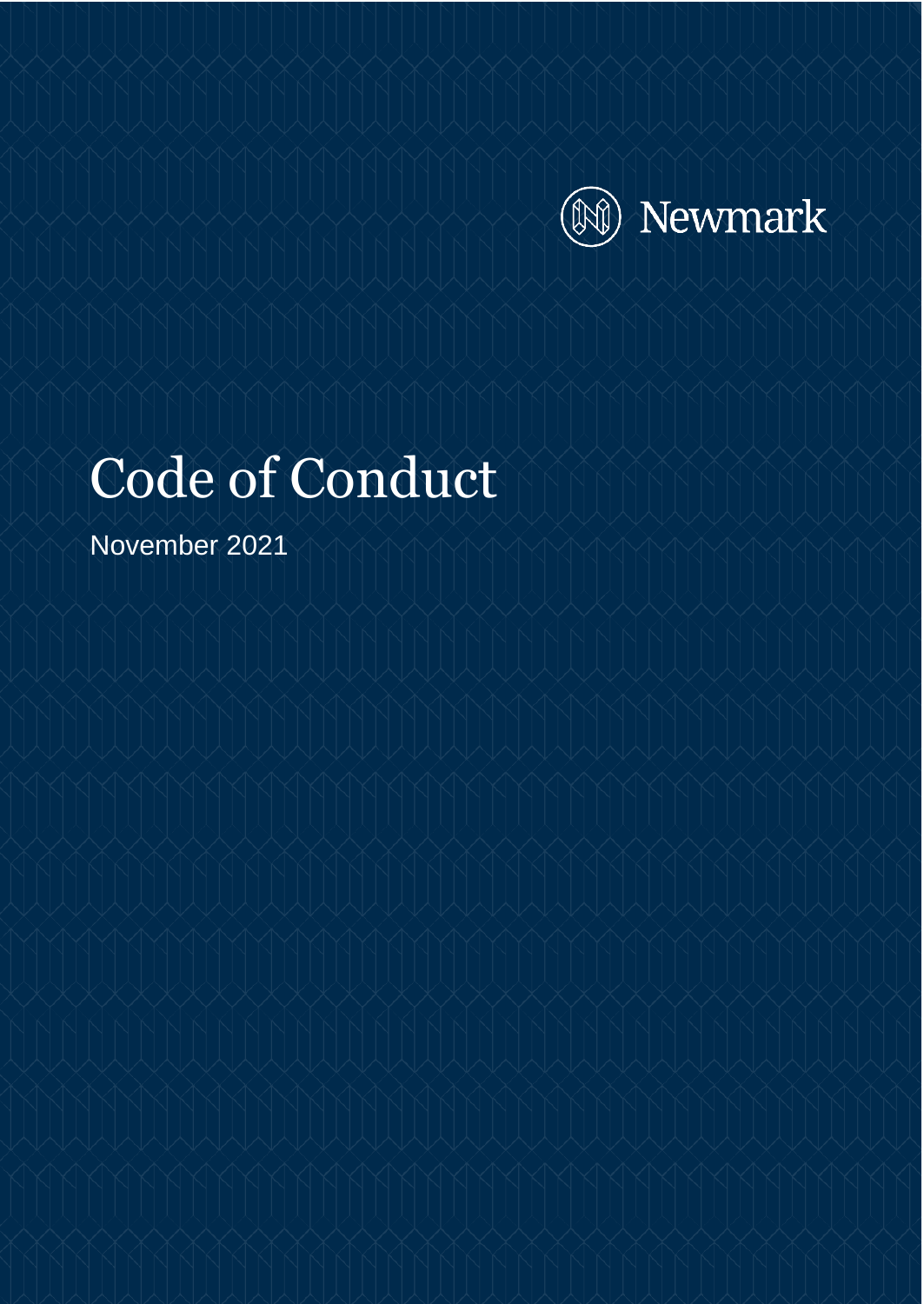Newmark

# Code of Conduct

November 2021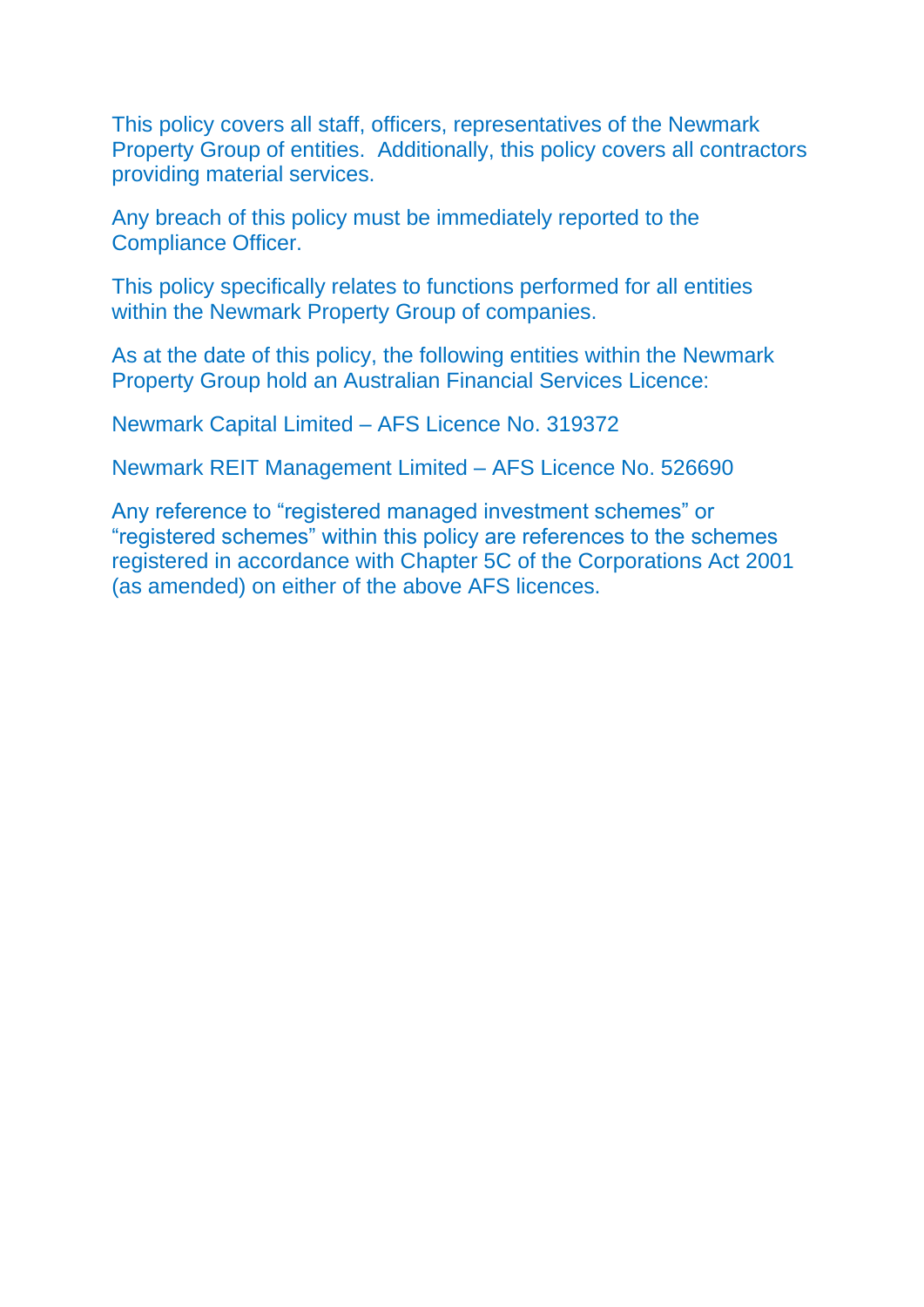This policy covers all staff, officers, representatives of the Newmark Property Group of entities. Additionally, this policy covers all contractors providing material services.

Any breach of this policy must be immediately reported to the Compliance Officer.

This policy specifically relates to functions performed for all entities within the Newmark Property Group of companies.

As at the date of this policy, the following entities within the Newmark Property Group hold an Australian Financial Services Licence:

Newmark Capital Limited – AFS Licence No. 319372

Newmark REIT Management Limited – AFS Licence No. 526690

Any reference to "registered managed investment schemes" or "registered schemes" within this policy are references to the schemes registered in accordance with Chapter 5C of the Corporations Act 2001 (as amended) on either of the above AFS licences.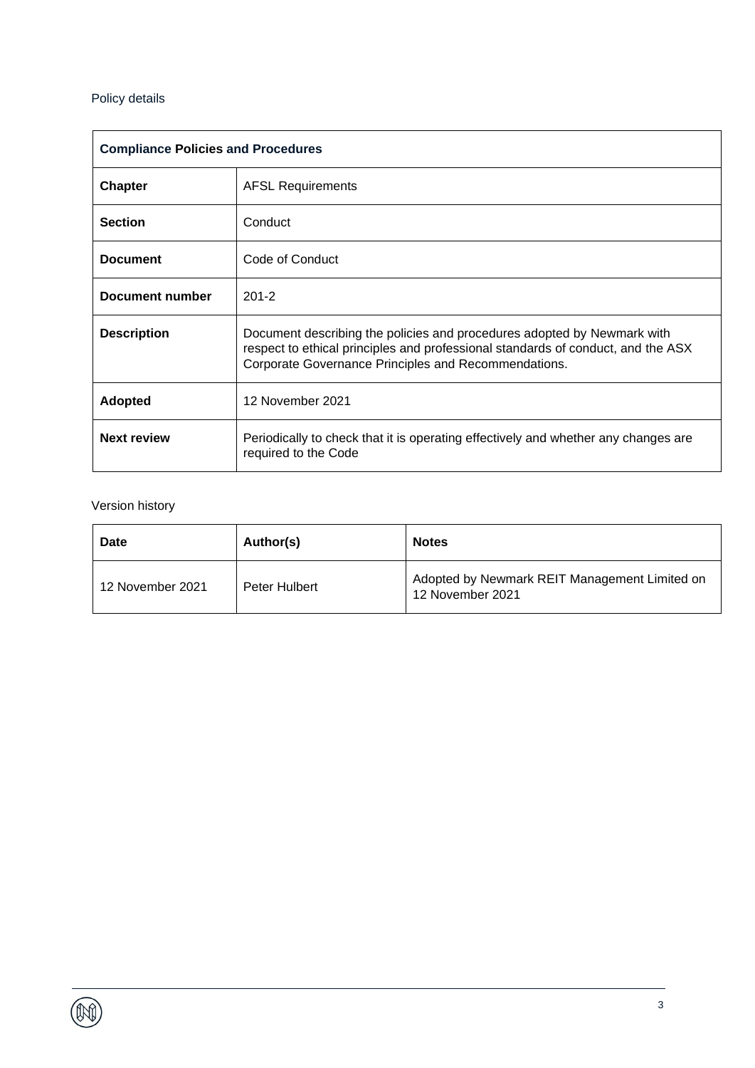Policy details

| Compliance Policies and Procedures | |
|---|---|
| **Chapter** | AFSL Requirements |
| **Section** | Conduct |
| **Document** | Code of Conduct |
| **Document number** | 201-2 |
| **Description** | Document describing the policies and procedures adopted by Newmark with respect to ethical principles and professional standards of conduct, and the ASX Corporate Governance Principles and Recommendations. |
| **Adopted** | 12 November 2021 |
| **Next review** | Periodically to check that it is operating effectively and whether any changes are required to the Code |

Version history

| Date | Author(s) | Notes |
|---|---|---|
| 12 November 2021 | Peter Hulbert | Adopted by Newmark REIT Management Limited on 12 November 2021 |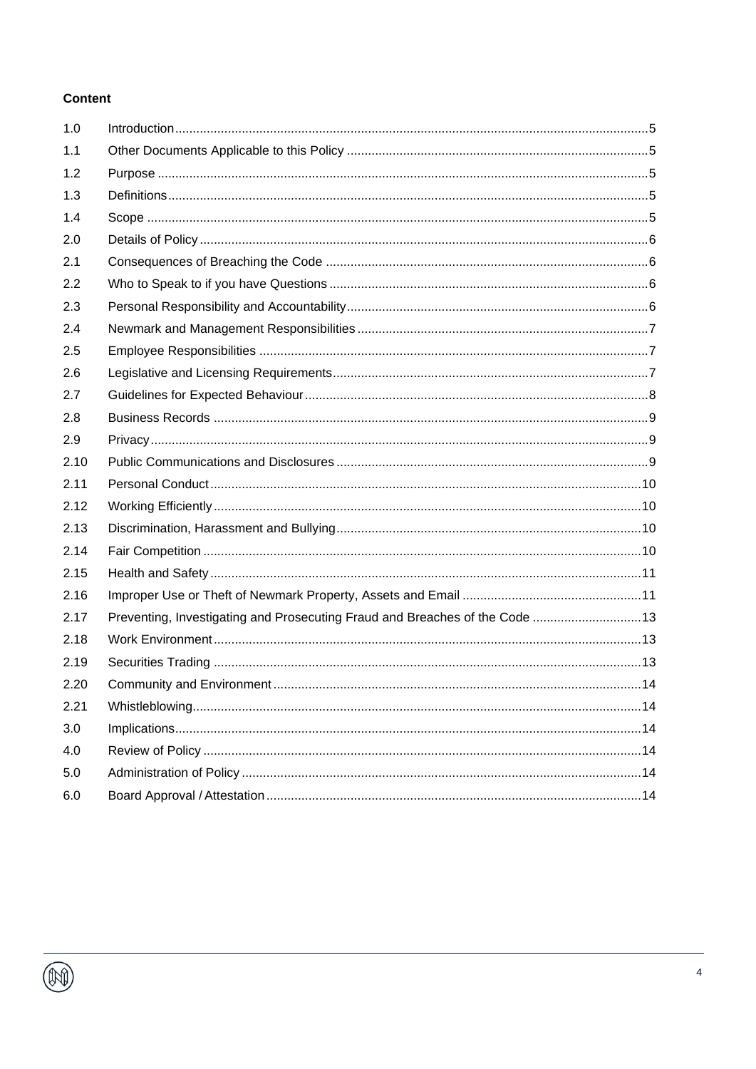**Content**

| | | |
|---|---|---|
| 1.0 | Introduction | 5 |
| 1.1 | Other Documents Applicable to this Policy | 5 |
| 1.2 | Purpose | 5 |
| 1.3 | Definitions | 5 |
| 1.4 | Scope | 5 |
| 2.0 | Details of Policy | 6 |
| 2.1 | Consequences of Breaching the Code | 6 |
| 2.2 | Who to Speak to if you have Questions | 6 |
| 2.3 | Personal Responsibility and Accountability | 6 |
| 2.4 | Newmark and Management Responsibilities | 7 |
| 2.5 | Employee Responsibilities | 7 |
| 2.6 | Legislative and Licensing Requirements | 7 |
| 2.7 | Guidelines for Expected Behaviour | 8 |
| 2.8 | Business Records | 9 |
| 2.9 | Privacy | 9 |
| 2.10 | Public Communications and Disclosures | 9 |
| 2.11 | Personal Conduct | 10 |
| 2.12 | Working Efficiently | 10 |
| 2.13 | Discrimination, Harassment and Bullying | 10 |
| 2.14 | Fair Competition | 10 |
| 2.15 | Health and Safety | 11 |
| 2.16 | Improper Use or Theft of Newmark Property, Assets and Email | 11 |
| 2.17 | Preventing, Investigating and Prosecuting Fraud and Breaches of the Code | 13 |
| 2.18 | Work Environment | 13 |
| 2.19 | Securities Trading | 13 |
| 2.20 | Community and Environment | 14 |
| 2.21 | Whistleblowing | 14 |
| 3.0 | Implications | 14 |
| 4.0 | Review of Policy | 14 |
| 5.0 | Administration of Policy | 14 |
| 6.0 | Board Approval / Attestation | 14 |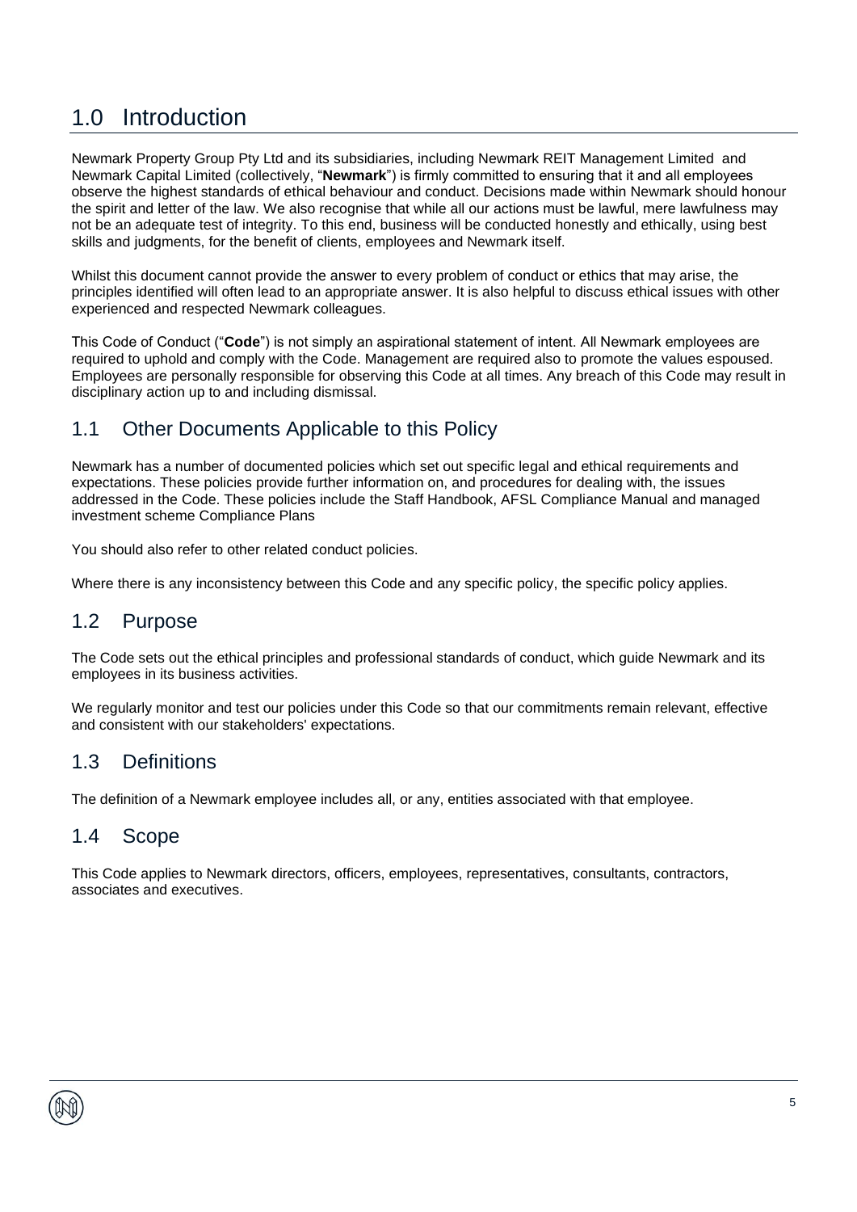# 1.0 Introduction

Newmark Property Group Pty Ltd and its subsidiaries, including Newmark REIT Management Limited and Newmark Capital Limited (collectively, "**Newmark**") is firmly committed to ensuring that it and all employees observe the highest standards of ethical behaviour and conduct. Decisions made within Newmark should honour the spirit and letter of the law. We also recognise that while all our actions must be lawful, mere lawfulness may not be an adequate test of integrity. To this end, business will be conducted honestly and ethically, using best skills and judgments, for the benefit of clients, employees and Newmark itself.

Whilst this document cannot provide the answer to every problem of conduct or ethics that may arise, the principles identified will often lead to an appropriate answer. It is also helpful to discuss ethical issues with other experienced and respected Newmark colleagues.

This Code of Conduct ("**Code**") is not simply an aspirational statement of intent. All Newmark employees are required to uphold and comply with the Code. Management are required also to promote the values espoused. Employees are personally responsible for observing this Code at all times. Any breach of this Code may result in disciplinary action up to and including dismissal.

## 1.1 Other Documents Applicable to this Policy

Newmark has a number of documented policies which set out specific legal and ethical requirements and expectations. These policies provide further information on, and procedures for dealing with, the issues addressed in the Code. These policies include the Staff Handbook, AFSL Compliance Manual and managed investment scheme Compliance Plans

You should also refer to other related conduct policies.

Where there is any inconsistency between this Code and any specific policy, the specific policy applies.

## 1.2 Purpose

The Code sets out the ethical principles and professional standards of conduct, which guide Newmark and its employees in its business activities.

We regularly monitor and test our policies under this Code so that our commitments remain relevant, effective and consistent with our stakeholders' expectations.

## 1.3 Definitions

The definition of a Newmark employee includes all, or any, entities associated with that employee.

## 1.4 Scope

This Code applies to Newmark directors, officers, employees, representatives, consultants, contractors, associates and executives.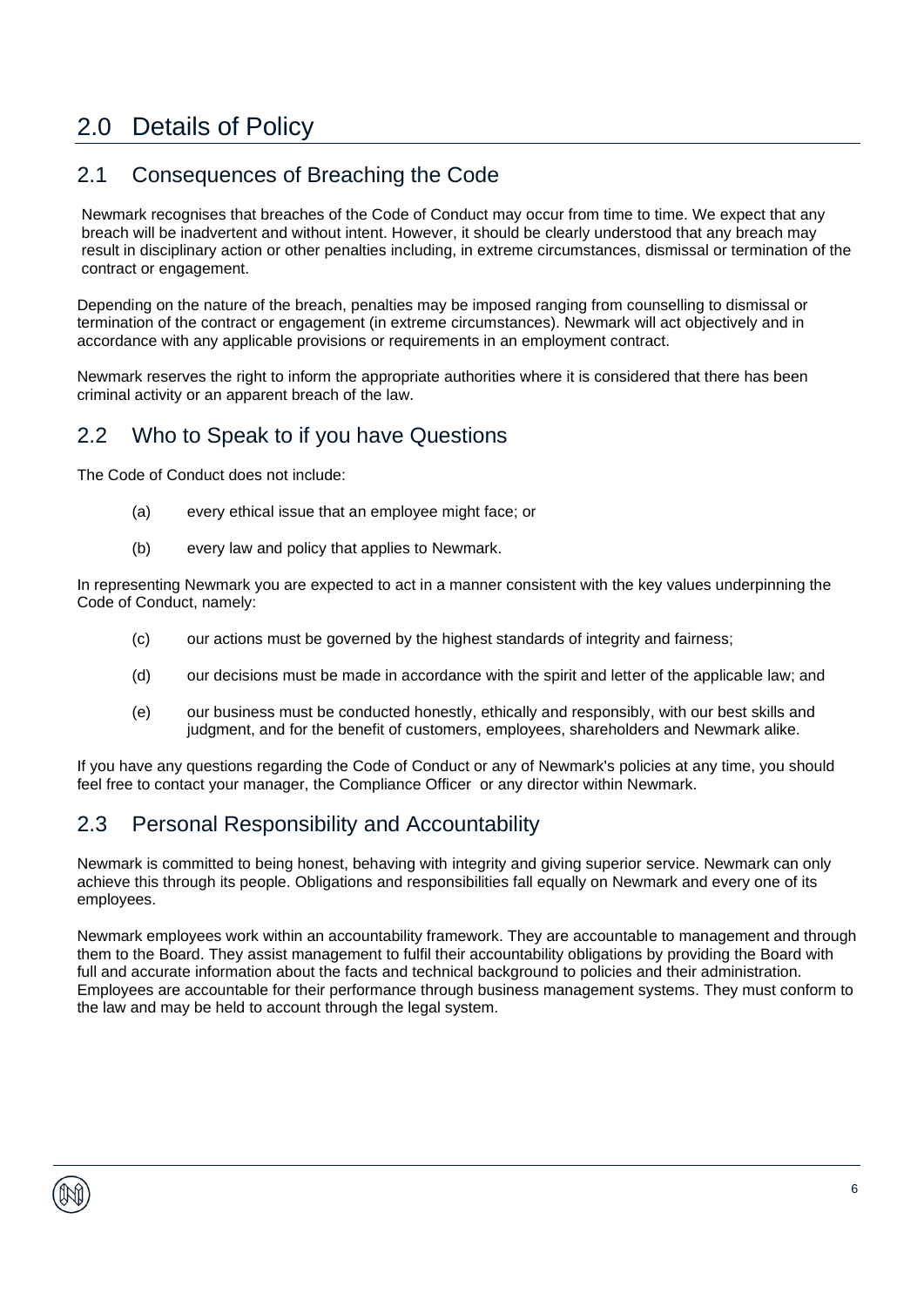# 2.0 Details of Policy

## 2.1 Consequences of Breaching the Code

Newmark recognises that breaches of the Code of Conduct may occur from time to time. We expect that any breach will be inadvertent and without intent. However, it should be clearly understood that any breach may result in disciplinary action or other penalties including, in extreme circumstances, dismissal or termination of the contract or engagement.

Depending on the nature of the breach, penalties may be imposed ranging from counselling to dismissal or termination of the contract or engagement (in extreme circumstances). Newmark will act objectively and in accordance with any applicable provisions or requirements in an employment contract.

Newmark reserves the right to inform the appropriate authorities where it is considered that there has been criminal activity or an apparent breach of the law.

## 2.2 Who to Speak to if you have Questions

The Code of Conduct does not include:

(a) every ethical issue that an employee might face; or

(b) every law and policy that applies to Newmark.

In representing Newmark you are expected to act in a manner consistent with the key values underpinning the Code of Conduct, namely:

(c) our actions must be governed by the highest standards of integrity and fairness;

(d) our decisions must be made in accordance with the spirit and letter of the applicable law; and

(e) our business must be conducted honestly, ethically and responsibly, with our best skills and judgment, and for the benefit of customers, employees, shareholders and Newmark alike.

If you have any questions regarding the Code of Conduct or any of Newmark's policies at any time, you should feel free to contact your manager, the Compliance Officer or any director within Newmark.

## 2.3 Personal Responsibility and Accountability

Newmark is committed to being honest, behaving with integrity and giving superior service. Newmark can only achieve this through its people. Obligations and responsibilities fall equally on Newmark and every one of its employees.

Newmark employees work within an accountability framework. They are accountable to management and through them to the Board. They assist management to fulfil their accountability obligations by providing the Board with full and accurate information about the facts and technical background to policies and their administration. Employees are accountable for their performance through business management systems. They must conform to the law and may be held to account through the legal system.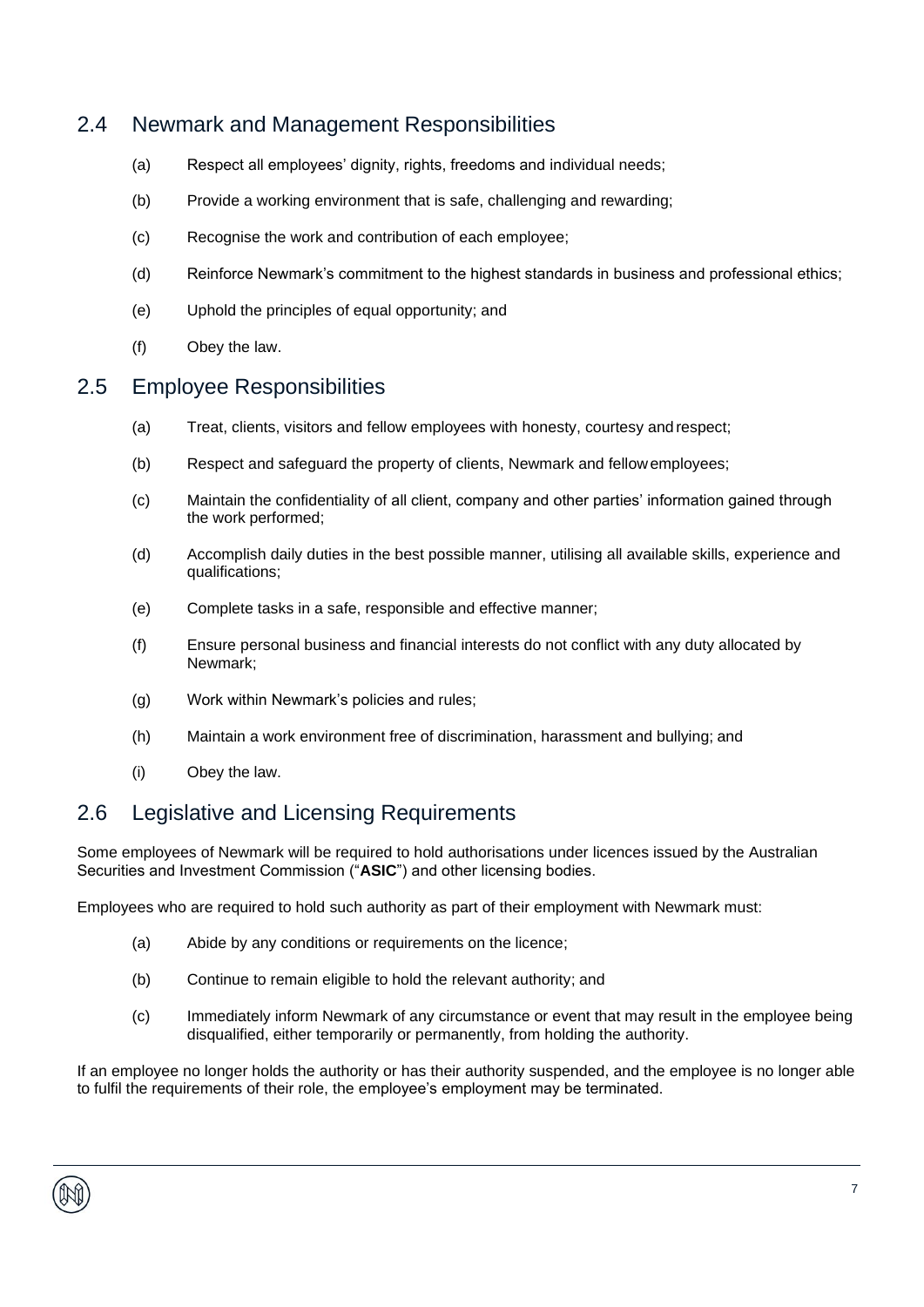## 2.4 Newmark and Management Responsibilities

(a) Respect all employees' dignity, rights, freedoms and individual needs;

(b) Provide a working environment that is safe, challenging and rewarding;

(c) Recognise the work and contribution of each employee;

(d) Reinforce Newmark's commitment to the highest standards in business and professional ethics;

(e) Uphold the principles of equal opportunity; and

(f) Obey the law.

## 2.5 Employee Responsibilities

(a) Treat, clients, visitors and fellow employees with honesty, courtesy and respect;

(b) Respect and safeguard the property of clients, Newmark and fellow employees;

(c) Maintain the confidentiality of all client, company and other parties' information gained through the work performed;

(d) Accomplish daily duties in the best possible manner, utilising all available skills, experience and qualifications;

(e) Complete tasks in a safe, responsible and effective manner;

(f) Ensure personal business and financial interests do not conflict with any duty allocated by Newmark;

(g) Work within Newmark's policies and rules;

(h) Maintain a work environment free of discrimination, harassment and bullying; and

(i) Obey the law.

## 2.6 Legislative and Licensing Requirements

Some employees of Newmark will be required to hold authorisations under licences issued by the Australian Securities and Investment Commission ("**ASIC**") and other licensing bodies.

Employees who are required to hold such authority as part of their employment with Newmark must:

(a) Abide by any conditions or requirements on the licence;

(b) Continue to remain eligible to hold the relevant authority; and

(c) Immediately inform Newmark of any circumstance or event that may result in the employee being disqualified, either temporarily or permanently, from holding the authority.

If an employee no longer holds the authority or has their authority suspended, and the employee is no longer able to fulfil the requirements of their role, the employee's employment may be terminated.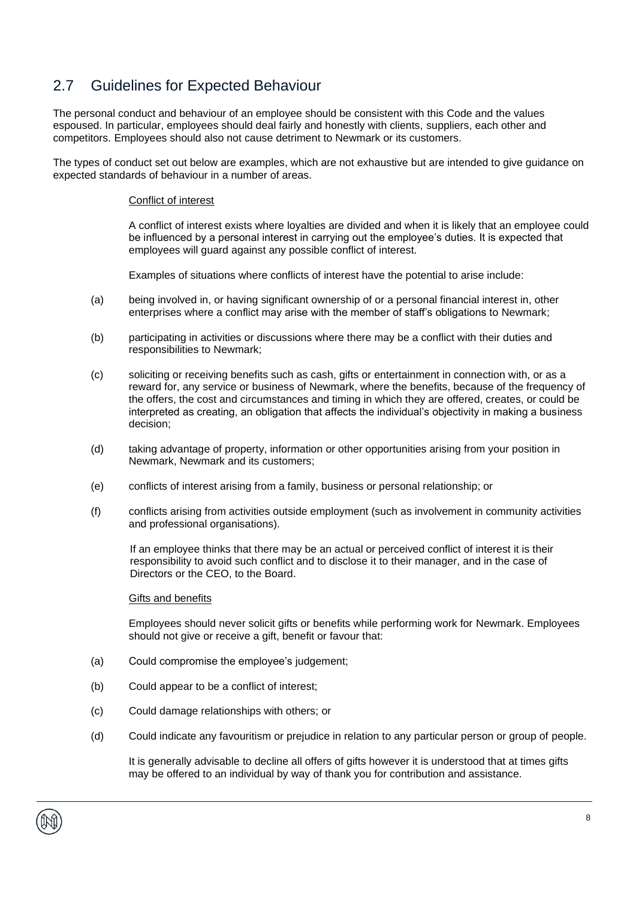## 2.7 Guidelines for Expected Behaviour

The personal conduct and behaviour of an employee should be consistent with this Code and the values espoused. In particular, employees should deal fairly and honestly with clients, suppliers, each other and competitors. Employees should also not cause detriment to Newmark or its customers.

The types of conduct set out below are examples, which are not exhaustive but are intended to give guidance on expected standards of behaviour in a number of areas.

Conflict of interest

A conflict of interest exists where loyalties are divided and when it is likely that an employee could be influenced by a personal interest in carrying out the employee's duties. It is expected that employees will guard against any possible conflict of interest.

Examples of situations where conflicts of interest have the potential to arise include:

(a) being involved in, or having significant ownership of or a personal financial interest in, other enterprises where a conflict may arise with the member of staff's obligations to Newmark;

(b) participating in activities or discussions where there may be a conflict with their duties and responsibilities to Newmark;

(c) soliciting or receiving benefits such as cash, gifts or entertainment in connection with, or as a reward for, any service or business of Newmark, where the benefits, because of the frequency of the offers, the cost and circumstances and timing in which they are offered, creates, or could be interpreted as creating, an obligation that affects the individual's objectivity in making a business decision;

(d) taking advantage of property, information or other opportunities arising from your position in Newmark, Newmark and its customers;

(e) conflicts of interest arising from a family, business or personal relationship; or

(f) conflicts arising from activities outside employment (such as involvement in community activities and professional organisations).

If an employee thinks that there may be an actual or perceived conflict of interest it is their responsibility to avoid such conflict and to disclose it to their manager, and in the case of Directors or the CEO, to the Board.

Gifts and benefits

Employees should never solicit gifts or benefits while performing work for Newmark. Employees should not give or receive a gift, benefit or favour that:

(a) Could compromise the employee's judgement;

(b) Could appear to be a conflict of interest;

(c) Could damage relationships with others; or

(d) Could indicate any favouritism or prejudice in relation to any particular person or group of people.

It is generally advisable to decline all offers of gifts however it is understood that at times gifts may be offered to an individual by way of thank you for contribution and assistance.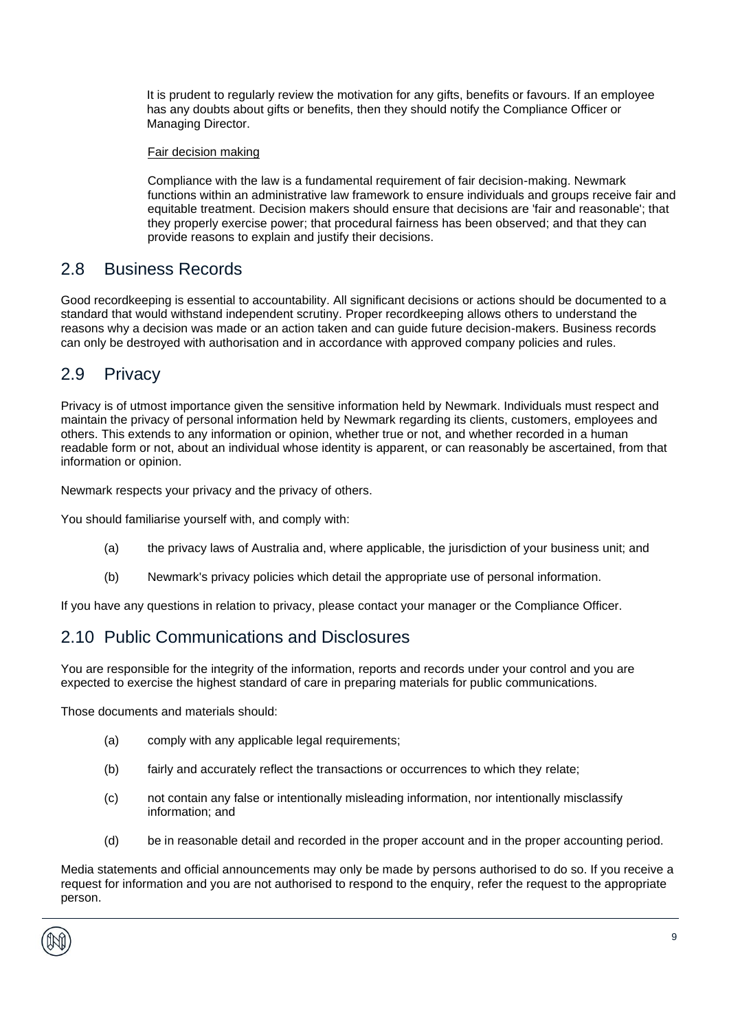It is prudent to regularly review the motivation for any gifts, benefits or favours. If an employee has any doubts about gifts or benefits, then they should notify the Compliance Officer or Managing Director.

Fair decision making

Compliance with the law is a fundamental requirement of fair decision-making. Newmark functions within an administrative law framework to ensure individuals and groups receive fair and equitable treatment. Decision makers should ensure that decisions are 'fair and reasonable'; that they properly exercise power; that procedural fairness has been observed; and that they can provide reasons to explain and justify their decisions.

## 2.8 Business Records

Good recordkeeping is essential to accountability. All significant decisions or actions should be documented to a standard that would withstand independent scrutiny. Proper recordkeeping allows others to understand the reasons why a decision was made or an action taken and can guide future decision-makers. Business records can only be destroyed with authorisation and in accordance with approved company policies and rules.

## 2.9 Privacy

Privacy is of utmost importance given the sensitive information held by Newmark. Individuals must respect and maintain the privacy of personal information held by Newmark regarding its clients, customers, employees and others. This extends to any information or opinion, whether true or not, and whether recorded in a human readable form or not, about an individual whose identity is apparent, or can reasonably be ascertained, from that information or opinion.

Newmark respects your privacy and the privacy of others.

You should familiarise yourself with, and comply with:

(a) the privacy laws of Australia and, where applicable, the jurisdiction of your business unit; and

(b) Newmark's privacy policies which detail the appropriate use of personal information.

If you have any questions in relation to privacy, please contact your manager or the Compliance Officer.

## 2.10 Public Communications and Disclosures

You are responsible for the integrity of the information, reports and records under your control and you are expected to exercise the highest standard of care in preparing materials for public communications.

Those documents and materials should:

(a) comply with any applicable legal requirements;

(b) fairly and accurately reflect the transactions or occurrences to which they relate;

(c) not contain any false or intentionally misleading information, nor intentionally misclassify information; and

(d) be in reasonable detail and recorded in the proper account and in the proper accounting period.

Media statements and official announcements may only be made by persons authorised to do so. If you receive a request for information and you are not authorised to respond to the enquiry, refer the request to the appropriate person.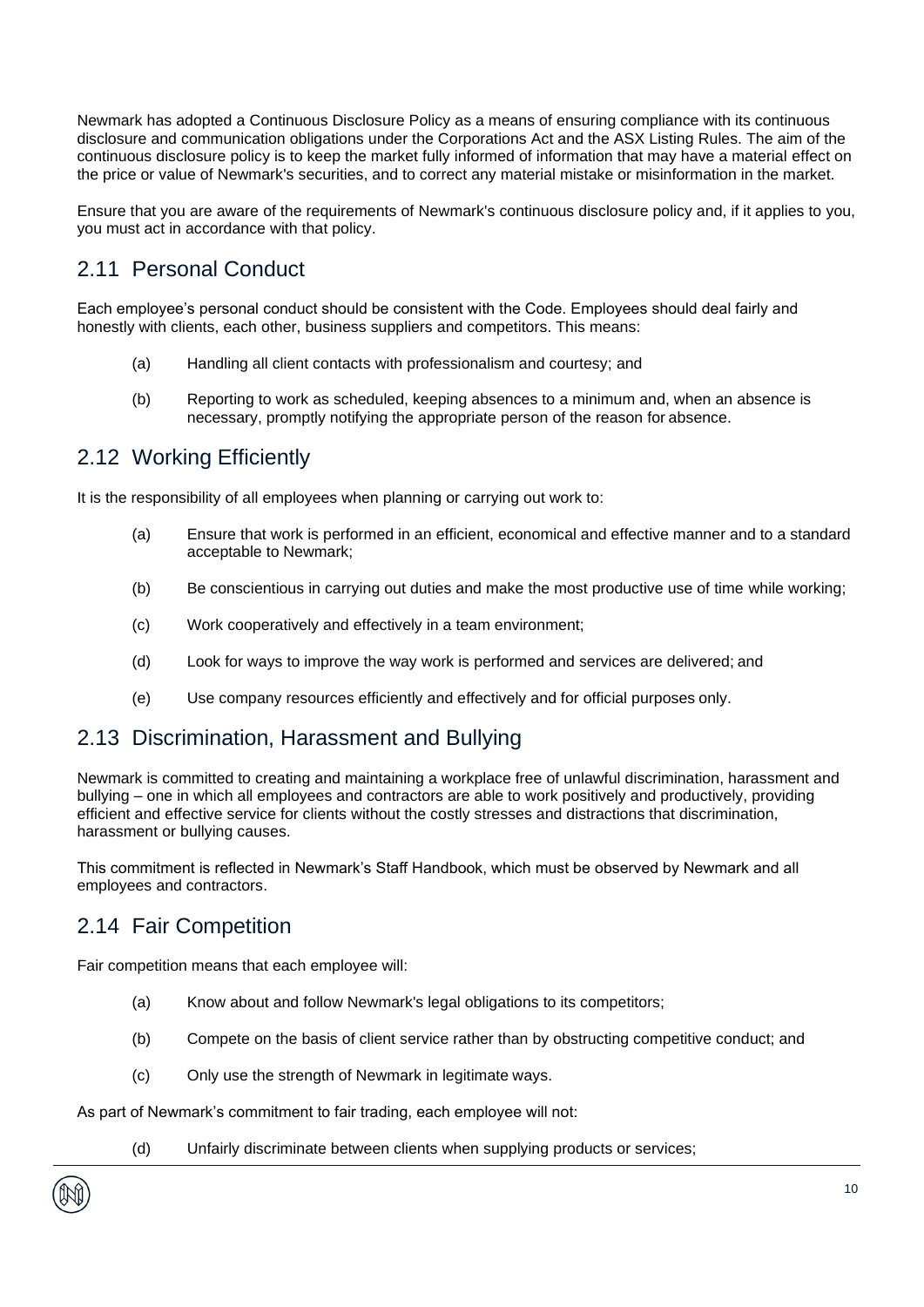Newmark has adopted a Continuous Disclosure Policy as a means of ensuring compliance with its continuous disclosure and communication obligations under the Corporations Act and the ASX Listing Rules. The aim of the continuous disclosure policy is to keep the market fully informed of information that may have a material effect on the price or value of Newmark's securities, and to correct any material mistake or misinformation in the market.

Ensure that you are aware of the requirements of Newmark's continuous disclosure policy and, if it applies to you, you must act in accordance with that policy.

## 2.11 Personal Conduct

Each employee's personal conduct should be consistent with the Code. Employees should deal fairly and honestly with clients, each other, business suppliers and competitors. This means:

(a) Handling all client contacts with professionalism and courtesy; and

(b) Reporting to work as scheduled, keeping absences to a minimum and, when an absence is necessary, promptly notifying the appropriate person of the reason for absence.

## 2.12 Working Efficiently

It is the responsibility of all employees when planning or carrying out work to:

(a) Ensure that work is performed in an efficient, economical and effective manner and to a standard acceptable to Newmark;

(b) Be conscientious in carrying out duties and make the most productive use of time while working;

(c) Work cooperatively and effectively in a team environment;

(d) Look for ways to improve the way work is performed and services are delivered; and

(e) Use company resources efficiently and effectively and for official purposes only.

## 2.13 Discrimination, Harassment and Bullying

Newmark is committed to creating and maintaining a workplace free of unlawful discrimination, harassment and bullying – one in which all employees and contractors are able to work positively and productively, providing efficient and effective service for clients without the costly stresses and distractions that discrimination, harassment or bullying causes.

This commitment is reflected in Newmark's Staff Handbook, which must be observed by Newmark and all employees and contractors.

## 2.14 Fair Competition

Fair competition means that each employee will:

(a) Know about and follow Newmark's legal obligations to its competitors;

(b) Compete on the basis of client service rather than by obstructing competitive conduct; and

(c) Only use the strength of Newmark in legitimate ways.

As part of Newmark's commitment to fair trading, each employee will not:

(d) Unfairly discriminate between clients when supplying products or services;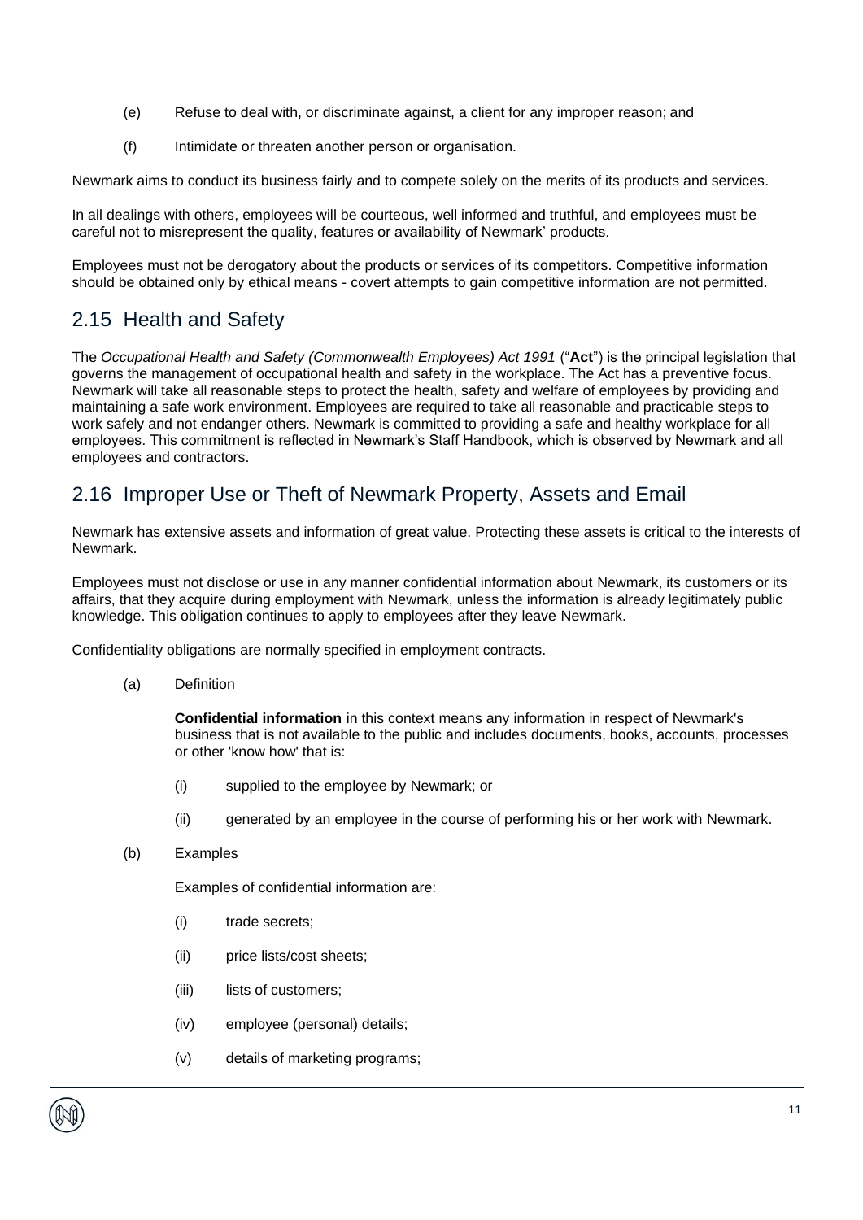(e) Refuse to deal with, or discriminate against, a client for any improper reason; and

(f) Intimidate or threaten another person or organisation.

Newmark aims to conduct its business fairly and to compete solely on the merits of its products and services.

In all dealings with others, employees will be courteous, well informed and truthful, and employees must be careful not to misrepresent the quality, features or availability of Newmark' products.

Employees must not be derogatory about the products or services of its competitors. Competitive information should be obtained only by ethical means - covert attempts to gain competitive information are not permitted.

## 2.15 Health and Safety

The *Occupational Health and Safety (Commonwealth Employees) Act 1991* ("**Act**") is the principal legislation that governs the management of occupational health and safety in the workplace. The Act has a preventive focus. Newmark will take all reasonable steps to protect the health, safety and welfare of employees by providing and maintaining a safe work environment. Employees are required to take all reasonable and practicable steps to work safely and not endanger others. Newmark is committed to providing a safe and healthy workplace for all employees. This commitment is reflected in Newmark's Staff Handbook, which is observed by Newmark and all employees and contractors.

## 2.16 Improper Use or Theft of Newmark Property, Assets and Email

Newmark has extensive assets and information of great value. Protecting these assets is critical to the interests of Newmark.

Employees must not disclose or use in any manner confidential information about Newmark, its customers or its affairs, that they acquire during employment with Newmark, unless the information is already legitimately public knowledge. This obligation continues to apply to employees after they leave Newmark.

Confidentiality obligations are normally specified in employment contracts.

(a) Definition

**Confidential information** in this context means any information in respect of Newmark's business that is not available to the public and includes documents, books, accounts, processes or other 'know how' that is:

(i) supplied to the employee by Newmark; or

(ii) generated by an employee in the course of performing his or her work with Newmark.

(b) Examples

Examples of confidential information are:

(i) trade secrets;

(ii) price lists/cost sheets;

(iii) lists of customers;

(iv) employee (personal) details;

(v) details of marketing programs;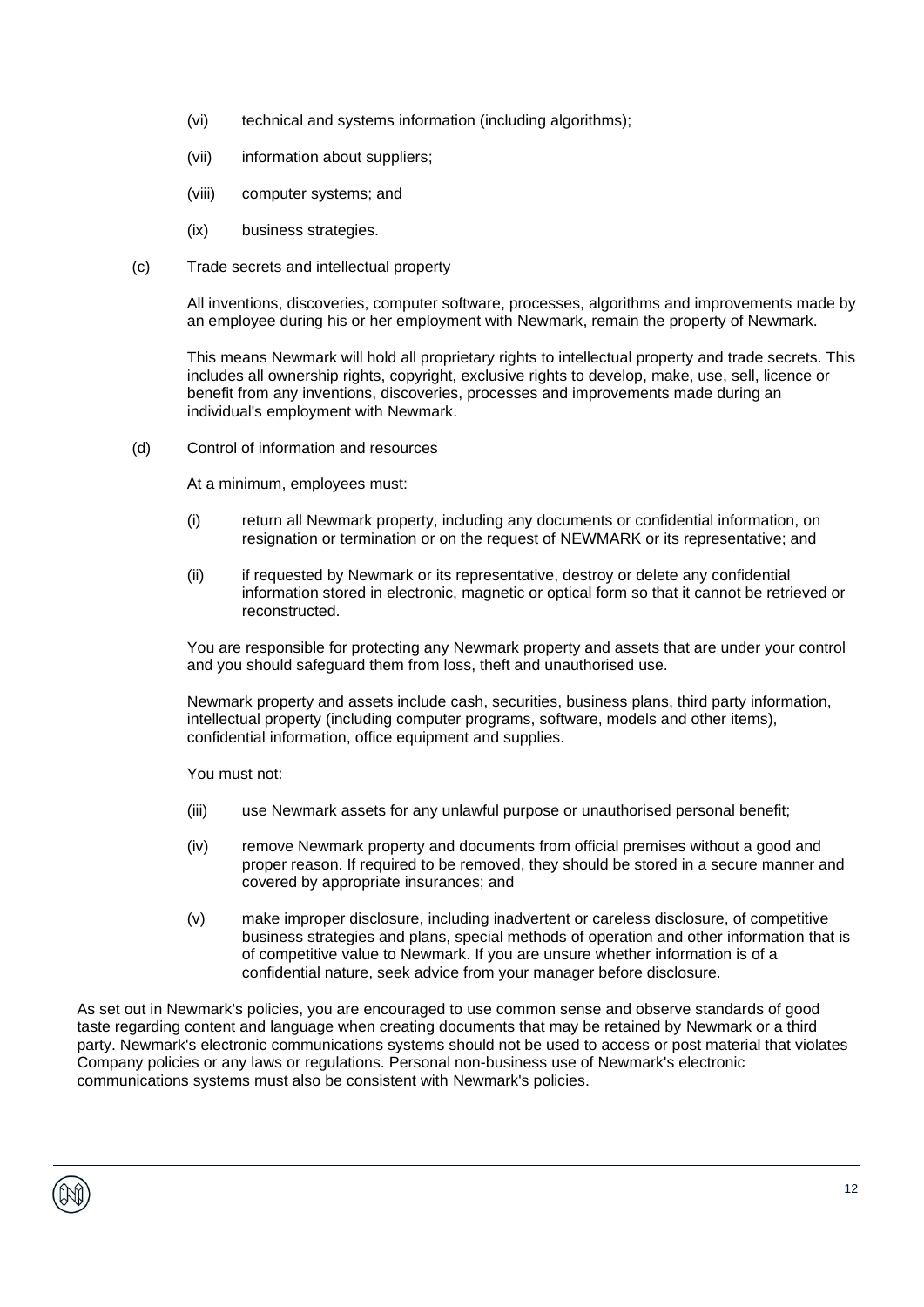(vi) technical and systems information (including algorithms);

(vii) information about suppliers;

(viii) computer systems; and

(ix) business strategies.

(c) Trade secrets and intellectual property

All inventions, discoveries, computer software, processes, algorithms and improvements made by an employee during his or her employment with Newmark, remain the property of Newmark.

This means Newmark will hold all proprietary rights to intellectual property and trade secrets. This includes all ownership rights, copyright, exclusive rights to develop, make, use, sell, licence or benefit from any inventions, discoveries, processes and improvements made during an individual's employment with Newmark.

(d) Control of information and resources

At a minimum, employees must:

(i) return all Newmark property, including any documents or confidential information, on resignation or termination or on the request of NEWMARK or its representative; and

(ii) if requested by Newmark or its representative, destroy or delete any confidential information stored in electronic, magnetic or optical form so that it cannot be retrieved or reconstructed.

You are responsible for protecting any Newmark property and assets that are under your control and you should safeguard them from loss, theft and unauthorised use.

Newmark property and assets include cash, securities, business plans, third party information, intellectual property (including computer programs, software, models and other items), confidential information, office equipment and supplies.

You must not:

(iii) use Newmark assets for any unlawful purpose or unauthorised personal benefit;

(iv) remove Newmark property and documents from official premises without a good and proper reason. If required to be removed, they should be stored in a secure manner and covered by appropriate insurances; and

(v) make improper disclosure, including inadvertent or careless disclosure, of competitive business strategies and plans, special methods of operation and other information that is of competitive value to Newmark. If you are unsure whether information is of a confidential nature, seek advice from your manager before disclosure.

As set out in Newmark's policies, you are encouraged to use common sense and observe standards of good taste regarding content and language when creating documents that may be retained by Newmark or a third party. Newmark's electronic communications systems should not be used to access or post material that violates Company policies or any laws or regulations. Personal non-business use of Newmark's electronic communications systems must also be consistent with Newmark's policies.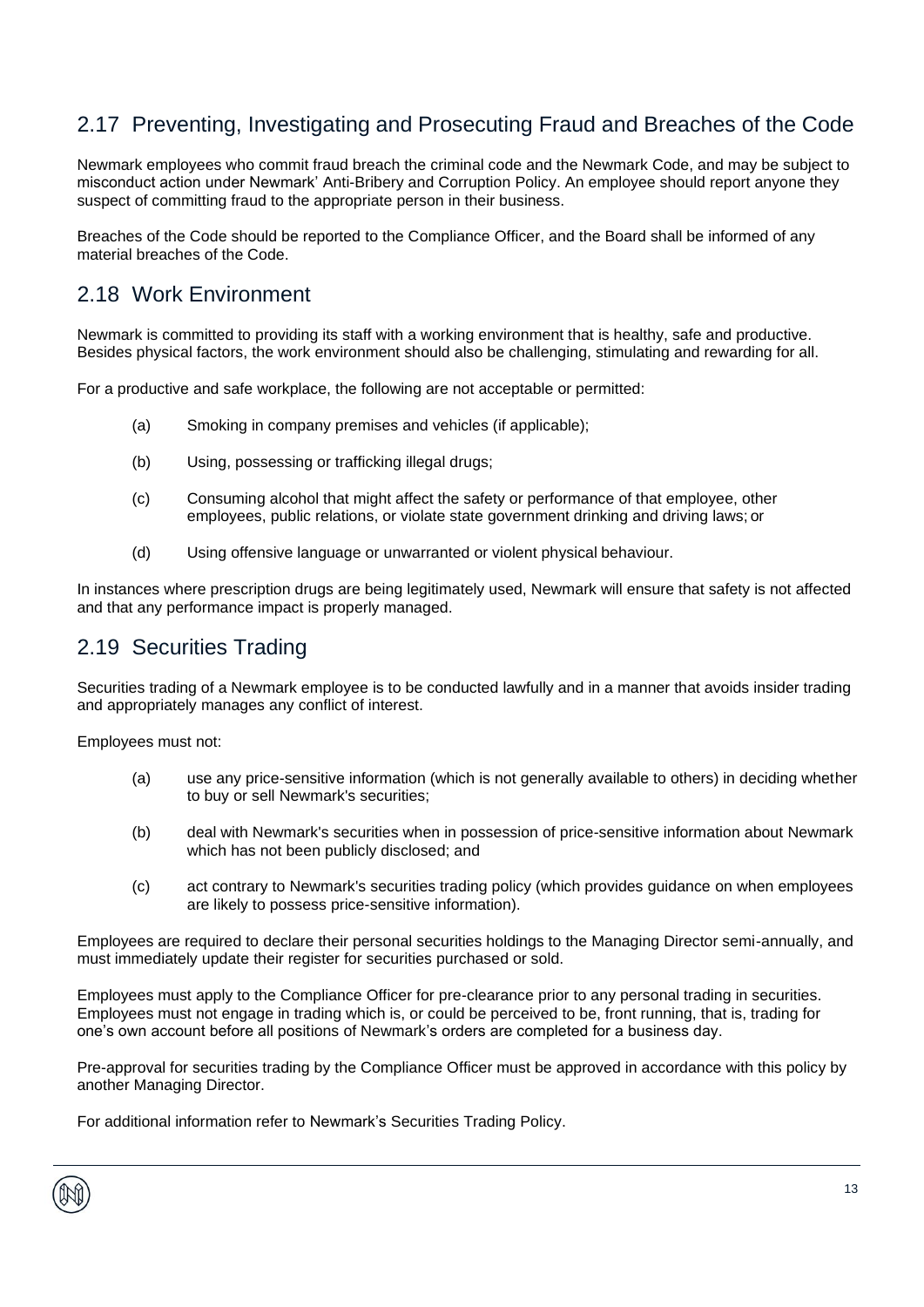## 2.17 Preventing, Investigating and Prosecuting Fraud and Breaches of the Code

Newmark employees who commit fraud breach the criminal code and the Newmark Code, and may be subject to misconduct action under Newmark' Anti-Bribery and Corruption Policy. An employee should report anyone they suspect of committing fraud to the appropriate person in their business.

Breaches of the Code should be reported to the Compliance Officer, and the Board shall be informed of any material breaches of the Code.

## 2.18 Work Environment

Newmark is committed to providing its staff with a working environment that is healthy, safe and productive. Besides physical factors, the work environment should also be challenging, stimulating and rewarding for all.

For a productive and safe workplace, the following are not acceptable or permitted:

(a) Smoking in company premises and vehicles (if applicable);

(b) Using, possessing or trafficking illegal drugs;

(c) Consuming alcohol that might affect the safety or performance of that employee, other employees, public relations, or violate state government drinking and driving laws; or

(d) Using offensive language or unwarranted or violent physical behaviour.

In instances where prescription drugs are being legitimately used, Newmark will ensure that safety is not affected and that any performance impact is properly managed.

## 2.19 Securities Trading

Securities trading of a Newmark employee is to be conducted lawfully and in a manner that avoids insider trading and appropriately manages any conflict of interest.

Employees must not:

(a) use any price-sensitive information (which is not generally available to others) in deciding whether to buy or sell Newmark's securities;

(b) deal with Newmark's securities when in possession of price-sensitive information about Newmark which has not been publicly disclosed; and

(c) act contrary to Newmark's securities trading policy (which provides guidance on when employees are likely to possess price-sensitive information).

Employees are required to declare their personal securities holdings to the Managing Director semi-annually, and must immediately update their register for securities purchased or sold.

Employees must apply to the Compliance Officer for pre-clearance prior to any personal trading in securities. Employees must not engage in trading which is, or could be perceived to be, front running, that is, trading for one's own account before all positions of Newmark's orders are completed for a business day.

Pre-approval for securities trading by the Compliance Officer must be approved in accordance with this policy by another Managing Director.

For additional information refer to Newmark's Securities Trading Policy.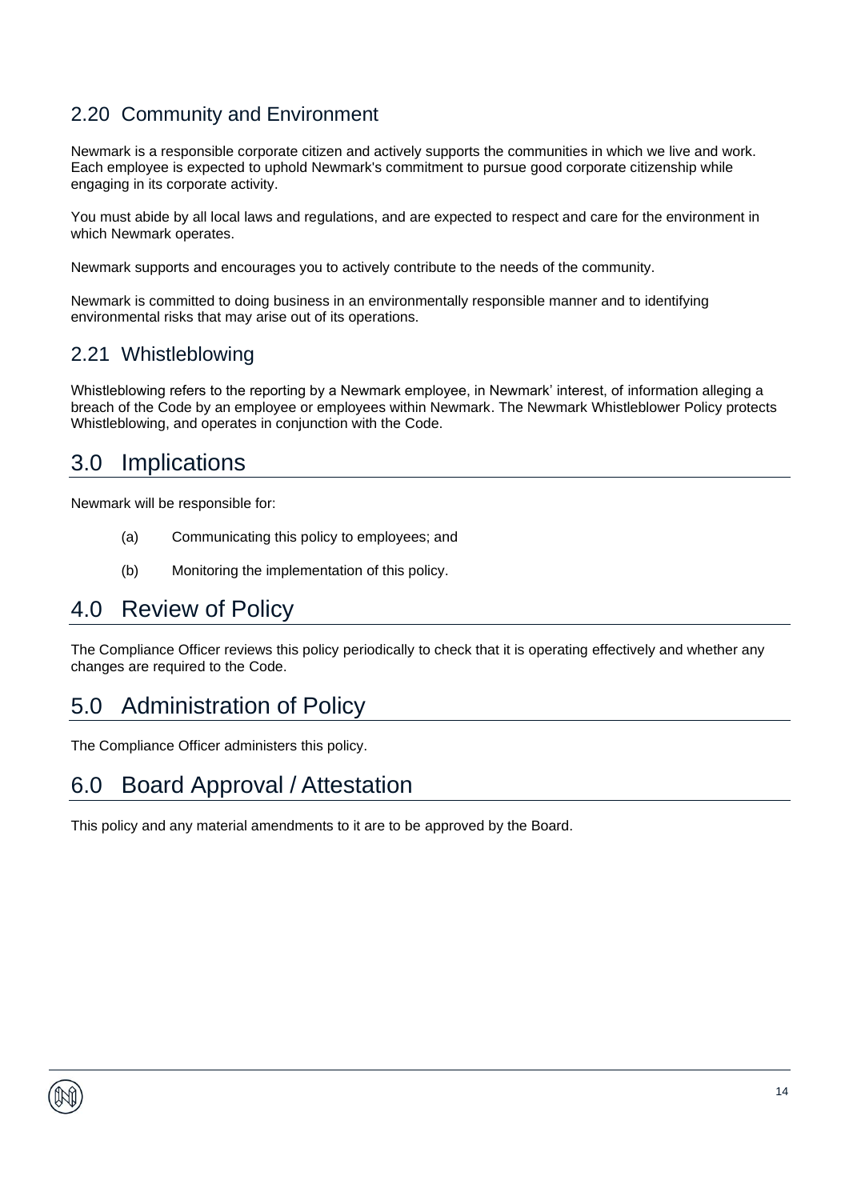### 2.20 Community and Environment

Newmark is a responsible corporate citizen and actively supports the communities in which we live and work. Each employee is expected to uphold Newmark's commitment to pursue good corporate citizenship while engaging in its corporate activity.

You must abide by all local laws and regulations, and are expected to respect and care for the environment in which Newmark operates.

Newmark supports and encourages you to actively contribute to the needs of the community.

Newmark is committed to doing business in an environmentally responsible manner and to identifying environmental risks that may arise out of its operations.

### 2.21 Whistleblowing

Whistleblowing refers to the reporting by a Newmark employee, in Newmark' interest, of information alleging a breach of the Code by an employee or employees within Newmark. The Newmark Whistleblower Policy protects Whistleblowing, and operates in conjunction with the Code.

## 3.0 Implications

Newmark will be responsible for:

(a) Communicating this policy to employees; and

(b) Monitoring the implementation of this policy.

## 4.0 Review of Policy

The Compliance Officer reviews this policy periodically to check that it is operating effectively and whether any changes are required to the Code.

## 5.0 Administration of Policy

The Compliance Officer administers this policy.

## 6.0 Board Approval / Attestation

This policy and any material amendments to it are to be approved by the Board.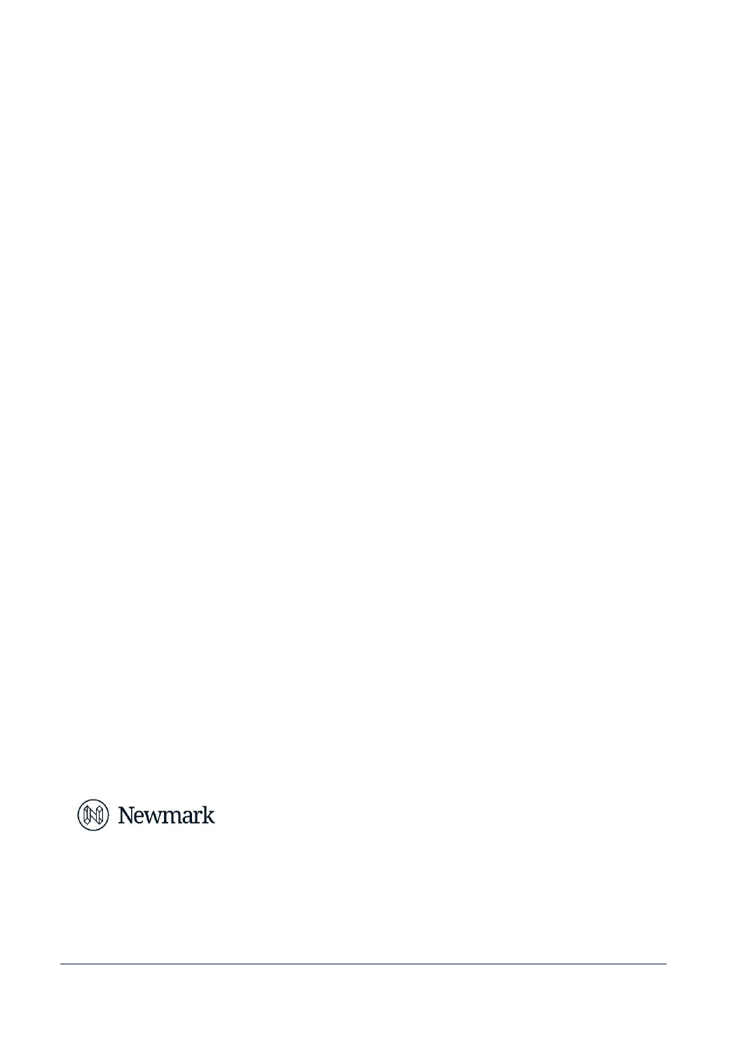Newmark